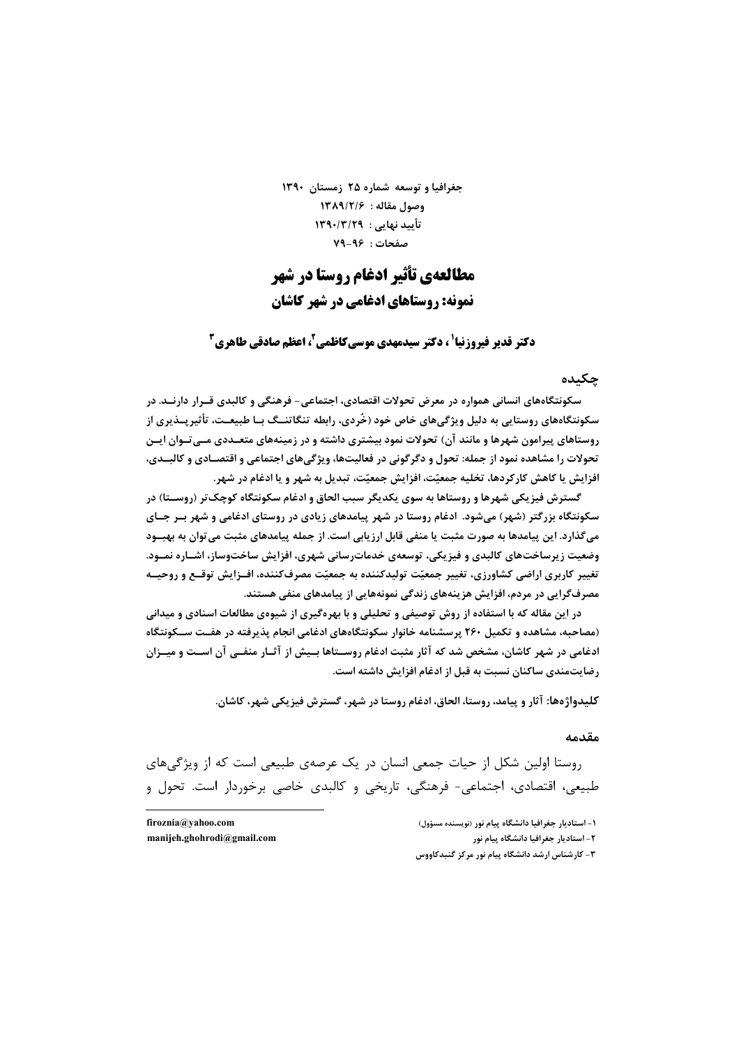جغرافیا و توسعه شماره ۲۵ زمستان ۱۳۹۰

وصول مقاله : ۱۳۸۹/۲/۶

تأیید نهایی : ۱۳۹۰/۳/۲۹

صفحات : ۹۶-۷۹

# مطالعه‌ی تأثیر ادغام روستا در شهر

## نمونه: روستاهای ادغامی در شهر کاشان

**دکتر قدیر فیروزنیا[1]، دکتر سیدمهدی موسی‌کاظمی[2]، اعظم صادقی طاهری[3]**

## چکیده

سکونتگاه‌های انسانی همواره در معرض تحولات اقتصادی، اجتماعی- فرهنگی و کالبدی قرار دارند. در سکونتگاه‌های روستایی به دلیل ویژگی‌های خاص خود (خُردی، رابطه تنگاتنگ با طبیعت، تأثیرپذیری از روستاهای پیرامون شهرها و مانند آن) تحولات نمود بیشتری داشته و در زمینه‌های متعددی می‌توان این تحولات را مشاهده نمود از جمله: تحول و دگرگونی در فعالیت‌ها، ویژگی‌های اجتماعی و اقتصادی و کالبدی، افزایش یا کاهش کارکردها، تخلیه جمعیّت، افزایش جمعیّت، تبدیل به شهر و یا ادغام در شهر.

گسترش فیزیکی شهرها و روستاها به سوی یکدیگر سبب الحاق و ادغام سکونتگاه کوچک‌تر (روستا) در سکونتگاه بزرگتر (شهر) می‌شود. ادغام روستا در شهر پیامدهای زیادی در روستای ادغامی و شهر بر جای می‌گذارد. این پیامدها به صورت مثبت یا منفی قابل ارزیابی است. از جمله پیامدهای مثبت می‌توان به بهبود وضعیت زیرساخت‌های کالبدی و فیزیکی، توسعه‌ی خدمات‌رسانی شهری، افزایش ساخت‌وساز، اشاره نمود. تغییر کاربری اراضی کشاورزی، تغییر جمعیّت تولیدکننده به جمعیّت مصرف‌کننده، افزایش توقع و روحیه مصرف‌گرایی در مردم، افزایش هزینه‌های زندگی نمونه‌هایی از پیامدهای منفی هستند.

در این مقاله که با استفاده از روش توصیفی و تحلیلی و با بهره‌گیری از شیوه‌ی مطالعات اسنادی و میدانی (مصاحبه، مشاهده و تکمیل ۲۶۰ پرسشنامه خانوار سکونتگاه‌های ادغامی انجام پذیرفته در هفت سکونتگاه ادغامی در شهر کاشان، مشخص شد که آثار مثبت ادغام روستاها بیش از آثار منفی آن است و میزان رضایت‌مندی ساکنان نسبت به قبل از ادغام افزایش داشته است.

**کلیدواژه‌ها:** آثار و پیامد، روستا، الحاق، ادغام روستا در شهر، گسترش فیزیکی شهر، کاشان.

## مقدمه

روستا اولین شکل از حیات جمعی انسان در یک عرصه‌ی طبیعی است که از ویژگی‌های طبیعی، اقتصادی، اجتماعی- فرهنگی، تاریخی و کالبدی خاصی برخوردار است. تحول و

---

[1] - استادیار جغرافیا دانشگاه پیام نور (نویسنده مسؤول) firoznia@yahoo.com

[2] - استادیار جغرافیا دانشگاه پیام نور manijeh.ghohrodi@gmail.com

[3] - کارشناس ارشد دانشگاه پیام نور مرکز گنبدکاووس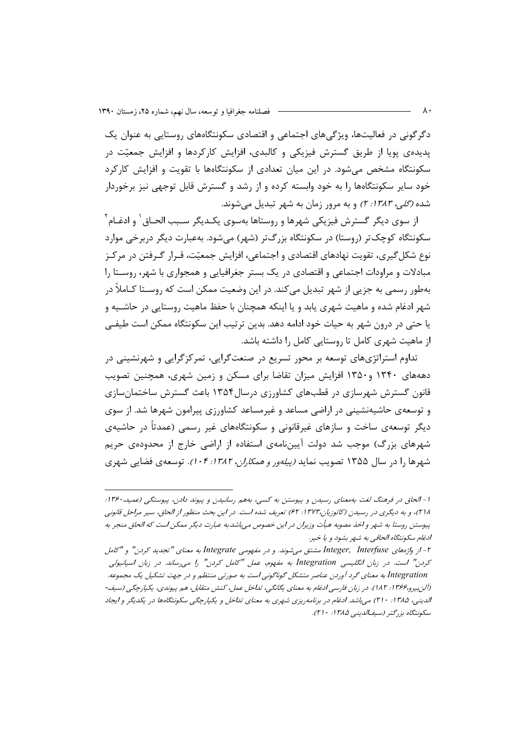دگرگونی در فعالیت‌ها، ویژگی‌های اجتماعی و اقتصادی سکونتگاه‌های روستایی به عنوان یک پدیده‌ی پویا از طریق گسترش فیزیکی و کالبدی، افزایش کارکردها و افزایش جمعیّت در سکونتگاه مشخص می‌شود. در این میان تعدادی از سکونتگاه‌ها با تقویت و افزایش کارکرد خود سایر سکونتگاه‌ها را به خود وابسته کرده و از رشد و گسترش قابل توجهی نیز برخوردار شده *(گلی، ۱۳۸۳: ۲)* و به مرور زمان به شهر تبدیل می‌شوند.

از سوی دیگر گسترش فیزیکی شهرها و روستاها به‌سوی یکدیگر سبب الحاق[1] و ادغام[2] سکونتگاه کوچک‌تر (روستا) در سکونتگاه بزرگ‌تر (شهر) می‌شود. به‌عبارت دیگر دربرخی موارد نوع شکل‌گیری، تقویت نهادهای اقتصادی و اجتماعی، افزایش جمعیّت، قرار گرفتن در مرکز مبادلات و مراودات اجتماعی و اقتصادی در یک بستر جغرافیایی و همجواری با شهر، روستا را به‌طور رسمی به جزیی از شهر تبدیل می‌کند. در این وضعیت ممکن است که روستا کاملاً در شهر ادغام شده و ماهیت شهری یابد و یا اینکه همچنان با حفظ ماهیت روستایی در حاشیه و یا حتی در درون شهر به حیات خود ادامه دهد. بدین ترتیب این سکونتگاه ممکن است طیفی از ماهیت شهری کامل تا روستایی کامل را داشته باشد.

تداوم استراتژی‌های توسعه بر محور تسریع در صنعت‌گرایی، تمرکزگرایی و شهرنشینی در دهه‌های ۱۳۴۰ و۱۳۵۰ افزایش میزان تقاضا برای مسکن و زمین شهری، همچنین تصویب قانون گسترش شهرسازی در قطب‌های کشاورزی درسال۱۳۵۴ باعث گسترش ساختمان‌سازی و توسعه‌ی حاشیه‌نشینی در اراضی مساعد و غیرمساعد کشاورزی پیرامون شهرها شد. از سوی دیگر توسعه‌ی ساخت و سازهای غیرقانونی و سکونتگاه‌های غیر رسمی (عمدتاً در حاشیه‌ی شهرهای بزرگ) موجب شد دولت آیین‌نامه‌ی استفاده از اراضی خارج از محدوده‌ی حریم شهرها را در سال ۱۳۵۵ تصویب نماید *(پیله‌ور و همکاران، ۱۳۸۲: ۱۰۴)*. توسعه‌ی فضایی شهری

---

*۱- الحاق در فرهنگ لغت به‌معنای رسیدن و پیوستن به کسی، به‌هم رسانیدن و پیوند دادن، پیوستگی (عمید،۱۳۶۰: ۲۱۸)، و به دیگری در رسیدن (کاتوزیان،۱۳۷۳: ۶۲) تعریف شده است. در این بحث منظور از الحاق، سیر مراحل قانونی پیوستن روستا به شهر و اخذ مصوبه هیأت وزیران در این خصوص می‌باشد.به عبارت دیگر ممکن است که الحاق منجر به ادغام سکونتگاه الحاقی به شهر بشود و یا خیر.*

*۲- از واژه‌های Integer, Interfuse مشتق می‌شوند. و در مفهومی Integrate به معنای "تجدید کردن" و "کامل کردن" است. در زبان انگلیسی Integration به مفهوم، عمل "کامل کردن" را می‌رساند. در زبان اسپانیولی Integration به معنای گرد آوردن عناصر متشکل گوناگونی است به صورتی منتظم و در جهت تشکیل یک مجموعه. (آلن‌بیرو،۱۳۶۶: ۱۸۲). در زبان فارسی ادغام به معنای یگانگی، تداخل عمل، کنش متقابل، هم پیوندی، یکپارچگی (سیف‌الدینی، ۱۳۸۵: ۲۱۰) می‌باشد. ادغام در برنامه‌ریزی شهری به معنای تداخل و یکپارچگی سکونتگاه‌ها در یکدیگر و ایجاد سکونتگاه بزرگتر (سیف‌الدینی ۱۳۸۵: ۲۱۰).*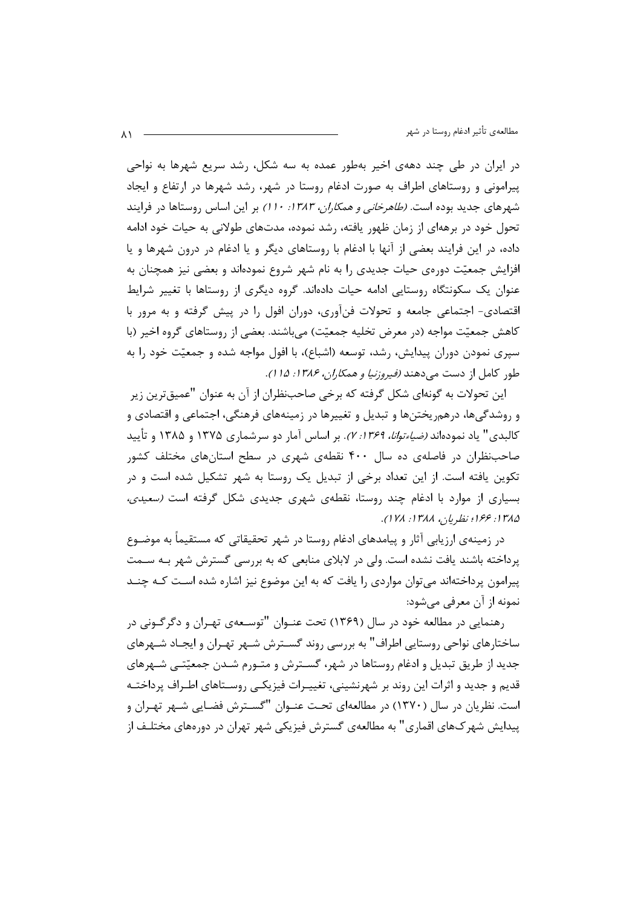در ایران در طی چند دهه‌ی اخیر به‌طور عمده به سه شکل، رشد سریع شهرها به نواحی پیرامونی و روستاهای اطراف به صورت ادغام روستا در شهر، رشد شهرها در ارتفاع و ایجاد شهرهای جدید بوده است. *(طاهرخانی و همکاران، ۱۳۸۳: ۱۱۰)* بر این اساس روستاها در فرایند تحول خود در برهه‌ای از زمان ظهور یافته، رشد نموده، مدت‌های طولانی به حیات خود ادامه داده، در این فرایند بعضی از آنها با ادغام با روستاهای دیگر و یا ادغام در درون شهرها و یا افزایش جمعیّت دوره‌ی حیات جدیدی را به نام شهر شروع نموده‌اند و بعضی نیز همچنان به عنوان یک سکونتگاه روستایی ادامه حیات داده‌اند. گروه دیگری از روستاها با تغییر شرایط اقتصادی- اجتماعی جامعه و تحولات فن‌آوری، دوران افول را در پیش گرفته و به مرور با کاهش جمعیّت مواجه (در معرض تخلیه جمعیّت) می‌باشند. بعضی از روستاهای گروه اخیر (با سپری نمودن دوران پیدایش، رشد، توسعه (اشباع)، با افول مواجه شده و جمعیّت خود را به طور کامل از دست می‌دهند *(فیروزنیا و همکاران، ۱۳۸۶: ۱۱۵)*.

این تحولات به گونه‌ای شکل گرفته که برخی صاحب‌نظران از آن به عنوان "عمیق‌ترین زیر و روشدگی‌ها، درهم‌ریختن‌ها و تبدیل و تغییرها در زمینه‌های فرهنگی، اجتماعی و اقتصادی و کالبدی" یاد نموده‌اند *(ضیاءتوانا، ۱۳۶۹: ۷)*. بر اساس آمار دو سرشماری ۱۳۷۵ و ۱۳۸۵ و تأیید صاحب‌نظران در فاصله‌ی ده سال ۴۰۰ نقطه‌ی شهری در سطح استان‌های مختلف کشور تکوین یافته است. از این تعداد برخی از تبدیل یک روستا به شهر تشکیل شده است و در بسیاری از موارد با ادغام چند روستا، نقطه‌ی شهری جدیدی شکل گرفته است *(سعیدی، ۱۳۸۵: ۱۶۶؛ نظریان، ۱۳۸۸: ۱۷۸)*.

در زمینه‌ی ارزیابی آثار و پیامدهای ادغام روستا در شهر تحقیقاتی که مستقیماً به موضوع پرداخته باشند یافت نشده است. ولی در لابلای منابعی که به بررسی گسترش شهر به سمت پیرامون پرداخته‌اند می‌توان مواردی را یافت که به این موضوع نیز اشاره شده است که چند نمونه از آن معرفی می‌شود:

رهنمایی در مطالعه خود در سال (۱۳۶۹) تحت عنوان "توسعه‌ی تهران و دگرگونی در ساختارهای نواحی روستایی اطراف" به بررسی روند گسترش شهر تهران و ایجاد شهرهای جدید از طریق تبدیل و ادغام روستاها در شهر، گسترش و متورم شدن جمعیّتی شهرهای قدیم و جدید و اثرات این روند بر شهرنشینی، تغییرات فیزیکی روستاهای اطراف پرداخته است. نظریان در سال (۱۳۷۰) در مطالعه‌ای تحت عنوان "گسترش فضایی شهر تهران و پیدایش شهرک‌های اقماری" به مطالعه‌ی گسترش فیزیکی شهر تهران در دوره‌های مختلف از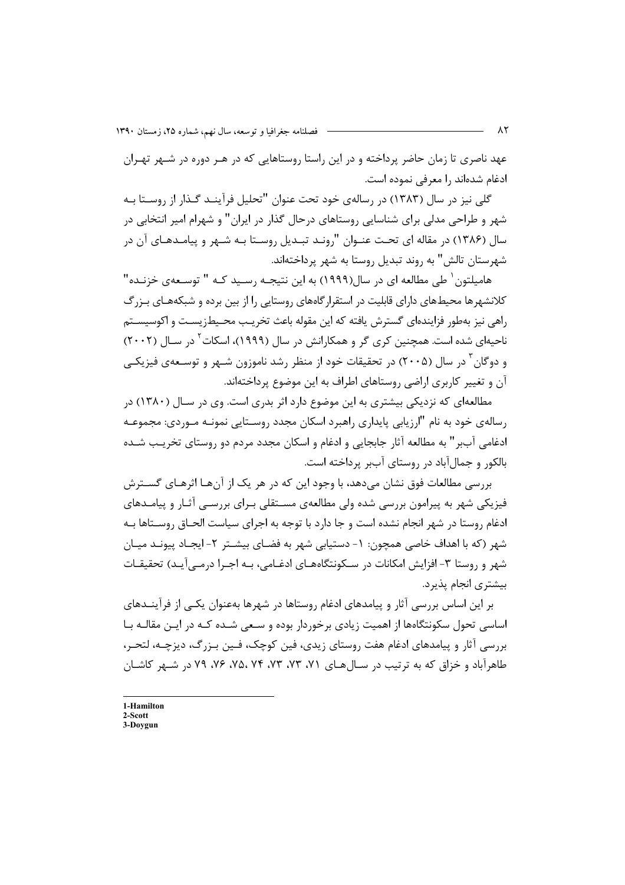عهد ناصری تا زمان حاضر پرداخته و در این راستا روستاهایی که در هـر دوره در شـهر تهـران ادغام شده‌اند را معرفی نموده است.

گلی نیز در سال (۱۳۸۳) در رساله‌ی خود تحت عنوان "تحلیل فرآینـد گـذار از روسـتا بـه شهر و طراحی مدلی برای شناسایی روستاهای درحال گذار در ایران" و شهرام امیر انتخابی در سال (۱۳۸۶) در مقاله ای تحـت عنـوان "رونـد تبـدیل روسـتا بـه شـهر و پیامـدهـای آن در شهرستان تالش" به روند تبدیل روستا به شهر پرداخته‌اند.

هامیلتون[1] طی مطالعه ای در سال(۱۹۹۹) به این نتیجـه رسـید کـه " توسـعه‌ی خزنـده" کلانشهرها محیط‌های دارای قابلیت در استقرارگاه‌های روستایی را از بین برده و شبکه‌هـای بـزرگ راهی نیز به‌طور فزاینده‌ای گسترش یافته که این مقوله باعث تخریـب محـیط‌زیسـت و اکوسیسـتم ناحیه‌ای شده است. همچنین کری گر و همکارانش در سال (۱۹۹۹)، اسکات[2] در سـال (۲۰۰۲) و دوگان[3] در سال (۲۰۰۵) در تحقیقات خود از منظر رشد ناموزون شـهر و توسـعه‌ی فیزیکـی آن و تغییر کاربری اراضی روستاهای اطراف به این موضوع پرداخته‌اند.

مطالعه‌ای که نزدیکی بیشتری به این موضوع دارد اثر بدری است. وی در سـال (۱۳۸۰) در رساله‌ی خود به نام "ارزیابی پایداری راهبرد اسکان مجدد روسـتایی نمونـه مـوردی: مجموعـه ادغامی آب‌بر" به مطالعه آثار جابجایی و ادغام و اسکان مجدد مردم دو روستای تخریـب شـده بالکور و جمال‌آباد در روستای آب‌بر پرداخته است.

بررسی مطالعات فوق نشان می‌دهد، با وجود این که در هر یک از آن‌هـا اثرهـای گسـترش فیزیکی شهر به پیرامون بررسی شده ولی مطالعه‌ی مسـتقلی بـرای بررسـی آثـار و پیامـدهای ادغام روستا در شهر انجام نشده است و جا دارد با توجه به اجرای سیاست الحـاق روسـتاها بـه شهر (که با اهداف خاصی همچون: ۱- دستیابی شهر به فضـای بیشـتر ۲- ایجـاد پیونـد میـان شهر و روستا ۳- افزایش امکانات در سـکونتگاه‌هـای ادغـامی، بـه اجـرا درمـی‌آیـد) تحقیقـات بیشتری انجام پذیرد.

بر این اساس بررسی آثار و پیامدهای ادغام روستاها در شهرها به‌عنوان یکـی از فرآینـدهای اساسی تحول سکونتگاه‌ها از اهمیت زیادی برخوردار بوده و سـعی شـده کـه در ایـن مقالـه بـا بررسی آثار و پیامدهای ادغام هفت روستای زیدی، فین کوچک، فـین بـزرگ، دیزچـه، لتحـر، طاهرآباد و خزاق که به ترتیب در سـال‌هـای ۷۱، ۷۳، ۷۳، ۷۴ ،۷۵، ۷۶، ۷۹ در شـهر کاشـان

---

1-Hamilton
2-Scott
3-Doygun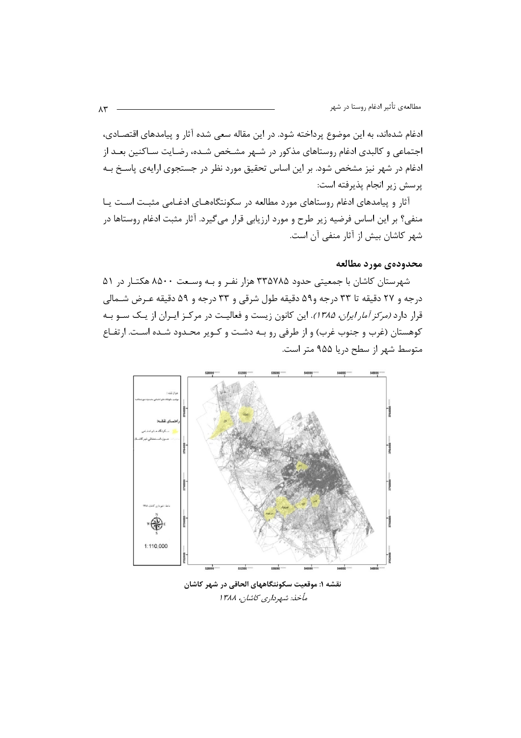ادغام شده‌اند، به این موضوع پرداخته شود. در این مقاله سعی شده آثار و پیامدهای اقتصادی، اجتماعی و کالبدی ادغام روستاهای مذکور در شهر مشخص شده، رضایت ساکنین بعد از ادغام در شهر نیز مشخص شود. بر این اساس تحقیق مورد نظر در جستجوی ارایه‌ی پاسخ به پرسش زیر انجام پذیرفته است:

آثار و پیامدهای ادغام روستاهای مورد مطالعه در سکونتگاه‌های ادغامی مثبت است یا منفی؟ بر این اساس فرضیه زیر طرح و مورد ارزیابی قرار می‌گیرد. آثار مثبت ادغام روستاها در شهر کاشان بیش از آثار منفی آن است.

## محدوده‌ی مورد مطالعه

شهرستان کاشان با جمعیتی حدود ۳۳۵۷۸۵ هزار نفر و به وسعت ۸۵۰۰ هکتار در ۵۱ درجه و ۲۷ دقیقه تا ۳۳ درجه و۵۹ دقیقه طول شرقی و ۳۳ درجه و ۵۹ دقیقه عرض شمالی قرار دارد *(مرکز آمار ایران، ۱۳۸۵)*. این کانون زیست و فعالیت در مرکز ایران از یک سو به کوهستان (غرب و جنوب غرب) و از طرفی رو به دشت و کویر محدود شده است. ارتفاع متوسط شهر از سطح دریا ۹۵۵ متر است.

**نقشه ۱: موقعیت سکونتگاههای الحاقی در شهر کاشان**

*مأخذ: شهرداری کاشان، ۱۳۸۸*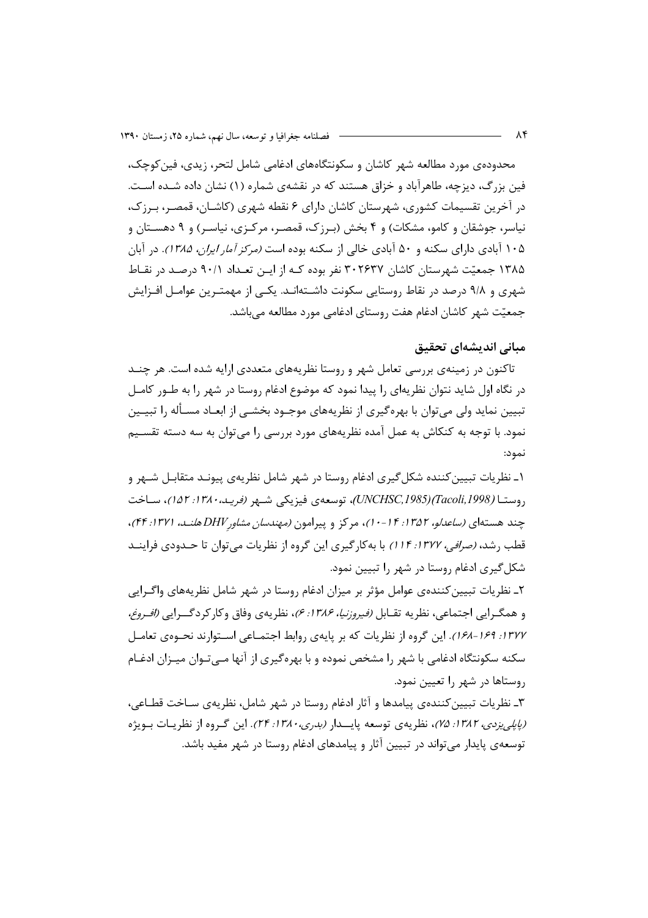محدوده‌ی مورد مطالعه شهر کاشان و سکونتگاه‌های ادغامی شامل لتحر، زیدی، فین‌کوچک، فین بزرگ، دیزچه، طاهرآباد و خزاق هستند که در نقشه‌ی شماره (۱) نشان داده شده است. در آخرین تقسیمات کشوری، شهرستان کاشان دارای ۶ نقطه شهری (کاشان، قمصر، برزک، نیاسر، جوشقان و کامو، مشکات) و ۴ بخش (برزک، قمصر، مرکزی، نیاسر) و ۹ دهستان و ۱۰۵ آبادی دارای سکنه و ۵۰ آبادی خالی از سکنه بوده است *(مرکز آمار ایران، ۱۳۸۵)*. در آبان ۱۳۸۵ جمعیّت شهرستان کاشان ۳۰۲۶۳۷ نفر بوده که از این تعداد ۹۰/۱ درصد در نقاط شهری و ۹/۸ درصد در نقاط روستایی سکونت داشته‌اند. یکی از مهمترین عوامل افزایش جمعیّت شهر کاشان ادغام هفت روستای ادغامی مورد مطالعه می‌باشد.

## مبانی اندیشه‌ای تحقیق

تاکنون در زمینه‌ی بررسی تعامل شهر و روستا نظریه‌های متعددی ارایه شده است. هر چند در نگاه اول شاید نتوان نظریه‌ای را پیدا نمود که موضوع ادغام روستا در شهر را به طور کامل تبیین نماید ولی می‌توان با بهره‌گیری از نظریه‌های موجود بخشی از ابعاد مسأله را تبیین نمود. با توجه به کنکاش به عمل آمده نظریه‌های مورد بررسی را می‌توان به سه دسته تقسیم نمود:

۱ـ نظریات تبیین‌کننده شکل‌گیری ادغام روستا در شهر شامل نظریه‌ی پیوند متقابل شهر و روستا (UNCHSC,1985)(Tacoli,1998)، توسعه‌ی فیزیکی شهر *(فرید، ۱۳۸۰: ۱۵۲)*، ساخت چند هسته‌ای *(ساعدلو، ۱۳۵۲: ۱۴-۱۰)*، مرکز و پیرامون *(مهندسان مشاور DHV هلند، ۱۳۷۱: ۴۴)*، قطب رشد، *(صرافی، ۱۳۷۷: ۱۱۴)* با به‌کارگیری این گروه از نظریات می‌توان تا حدودی فرایند شکل‌گیری ادغام روستا در شهر را تبیین نمود.

۲ـ نظریات تبیین‌کننده‌ی عوامل مؤثر بر میزان ادغام روستا در شهر شامل نظریه‌های واگرایی و همگرایی اجتماعی، نظریه تقابل *(فیروزنیا، ۱۳۸۶: ۶)*، نظریه‌ی وفاق وکارکردگرایی *(افروغ، ۱۳۷۷: ۱۶۹-۱۶۸)*. این گروه از نظریات که بر پایه‌ی روابط اجتماعی استوارند نحوه‌ی تعامل سکنه سکونتگاه ادغامی با شهر را مشخص نموده و با بهره‌گیری از آنها می‌توان میزان ادغام روستاها در شهر را تعیین نمود.

۳ـ نظریات تبیین‌کننده‌ی پیامدها و آثار ادغام روستا در شهر شامل، نظریه‌ی ساخت قطاعی، *(پاپلی‌یزدی، ۱۳۸۲: ۷۵)*، نظریه‌ی توسعه پایدار *(بدری، ۱۳۸۰: ۲۴)*. این گروه از نظریات بویژه توسعه‌ی پایدار می‌تواند در تبیین آثار و پیامدهای ادغام روستا در شهر مفید باشد.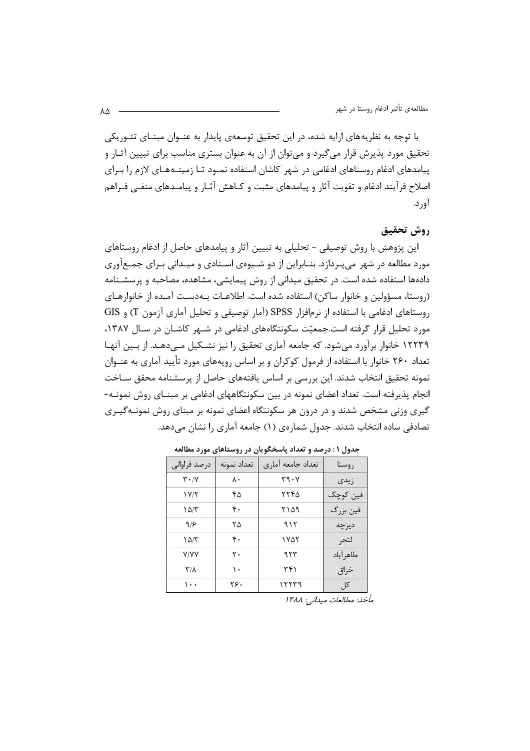با توجه به نظریه‌های ارایه شده، در این تحقیق توسعه‌ی پایدار به عنوان مبنای تئوریکی تحقیق مورد پذیرش قرار می‌گیرد و می‌توان از آن به عنوان بستری مناسب برای تبیین آثار و پیامدهای ادغام روستاهای ادغامی در شهر کاشان استفاده نمود تا زمینه‌های لازم را برای اصلاح فرآیند ادغام و تقویت آثار و پیامدهای مثبت و کاهش آثار و پیامدهای منفی فراهم آورد.

## روش تحقیق

این پژوهش با روش توصیفی - تحلیلی به تبیین آثار و پیامدهای حاصل از ادغام روستاهای مورد مطالعه در شهر می‌پردازد. بنابراین از دو شیوه‌ی اسنادی و میدانی برای جمع‌آوری داده‌ها استفاده شده است. در تحقیق میدانی از روش پیمایشی، مشاهده، مصاحبه و پرسشنامه (روستا، مسؤولین و خانوار ساکن) استفاده شده است. اطلاعات به‌دست آمده از خانوارهای روستاهای ادغامی با استفاده از نرم‌افزار SPSS (آمار توصیفی و تحلیل آماری آزمون T) و GIS مورد تحلیل قرار گرفته است.جمعیّت سکونتگاه‌های ادغامی در شهر کاشان در سال ۱۳۸۷، ۱۲۲۳۹ خانوار برآورد می‌شود. که جامعه آماری تحقیق را نیز تشکیل می‌دهد. از بین آنها تعداد ۲۶۰ خانوار با استفاده از فرمول کوکران و بر اساس رویه‌های مورد تأیید آماری به عنوان نمونه تحقیق انتخاب شدند. این بررسی بر اساس یافته‌های حاصل از پرسشنامه محقق ساخت انجام پذیرفته است. تعداد اعضای نمونه در بین سکونتگاههای ادغامی بر مبنای روش نمونه‌گیری وزنی مشخص شدند و در درون هر سکونتگاه اعضای نمونه بر مبنای روش نمونه‌گیری تصادفی ساده انتخاب شدند. جدول شماره‌ی (۱) جامعه آماری را نشان می‌دهد.

**جدول ۱: درصد و تعداد پاسخگویان در روستاهای مورد مطالعه**

| روستا | تعداد جامعه آماری | تعداد نمونه | درصد فراوانی |
|---|---|---|---|
| زیدی | ۳۹۰۷ | ۸۰ | ۳۰/۷ |
| فین کوچک | ۲۲۴۵ | ۴۵ | ۱۷/۲ |
| فین بزرگ | ۲۱۵۹ | ۴۰ | ۱۵/۳ |
| دیزچه | ۹۱۲ | ۲۵ | ۹/۶ |
| لتحر | ۱۷۵۲ | ۴۰ | ۱۵/۳ |
| طاهرآباد | ۹۲۳ | ۲۰ | ۷/۷۷ |
| خزاق | ۳۴۱ | ۱۰ | ۳/۸ |
| کل | ۱۲۲۳۹ | ۲۶۰ | ۱۰۰ |

*مأخذ: مطالعات میدانی: ۱۳۸۸*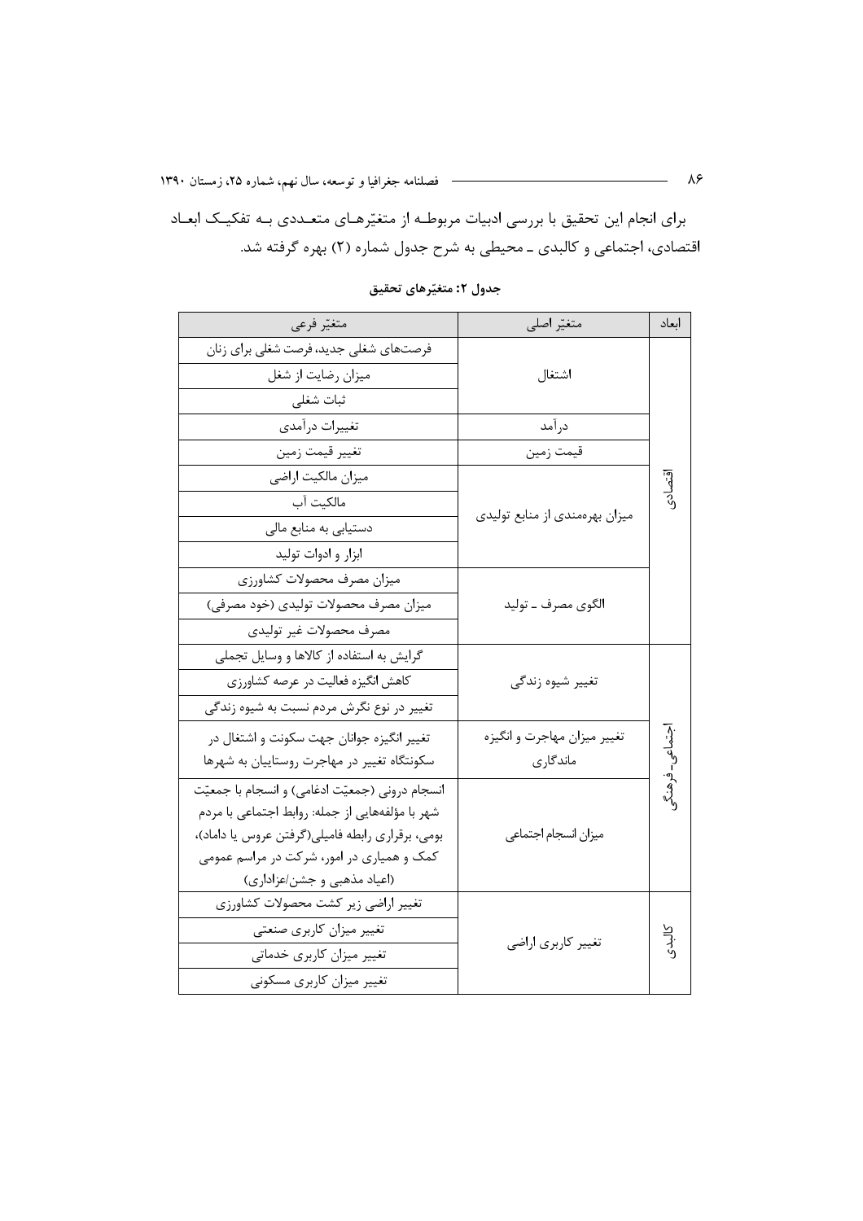برای انجام این تحقیق با بررسی ادبیات مربوطه از متغیّرهای متعددی به تفکیک ابعاد اقتصادی، اجتماعی و کالبدی ـ محیطی به شرح جدول شماره (۲) بهره گرفته شد.

**جدول ۲: متغیّرهای تحقیق**

| ابعاد | متغیّر اصلی | متغیّر فرعی |
|---|---|---|
| اقتصادی | اشتغال | فرصت‌های شغلی جدید، فرصت شغلی برای زنان |
| | | میزان رضایت از شغل |
| | | ثبات شغلی |
| | درآمد | تغییرات درآمدی |
| | قیمت زمین | تغییر قیمت زمین |
| | میزان بهره‌مندی از منابع تولیدی | میزان مالکیت اراضی |
| | | مالکیت آب |
| | | دستیابی به منابع مالی |
| | | ابزار و ادوات تولید |
| | الگوی مصرف ـ تولید | میزان مصرف محصولات کشاورزی |
| | | میزان مصرف محصولات تولیدی (خود مصرفی) |
| | | مصرف محصولات غیر تولیدی |
| اجتماعی ـ فرهنگی | تغییر شیوه زندگی | گرایش به استفاده از کالاها و وسایل تجملی |
| | | کاهش انگیزه فعالیت در عرصه کشاورزی |
| | | تغییر در نوع نگرش مردم نسبت به شیوه زندگی |
| | تغییر میزان مهاجرت و انگیزه ماندگاری | تغییر انگیزه جوانان جهت سکونت و اشتغال در سکونتگاه تغییر در مهاجرت روستاییان به شهرها |
| | میزان انسجام اجتماعی | انسجام درونی (جمعیّت ادغامی) و انسجام با جمعیّت شهر با مؤلفه‌هایی از جمله: روابط اجتماعی با مردم بومی، برقراری رابطه فامیلی(گرفتن عروس یا داماد)، کمک و همیاری در امور، شرکت در مراسم عمومی (اعیاد مذهبی و جشن/عزاداری) |
| کالبدی | تغییر کاربری اراضی | تغییر اراضی زیر کشت محصولات کشاورزی |
| | | تغییر میزان کاربری صنعتی |
| | | تغییر میزان کاربری خدماتی |
| | | تغییر میزان کاربری مسکونی |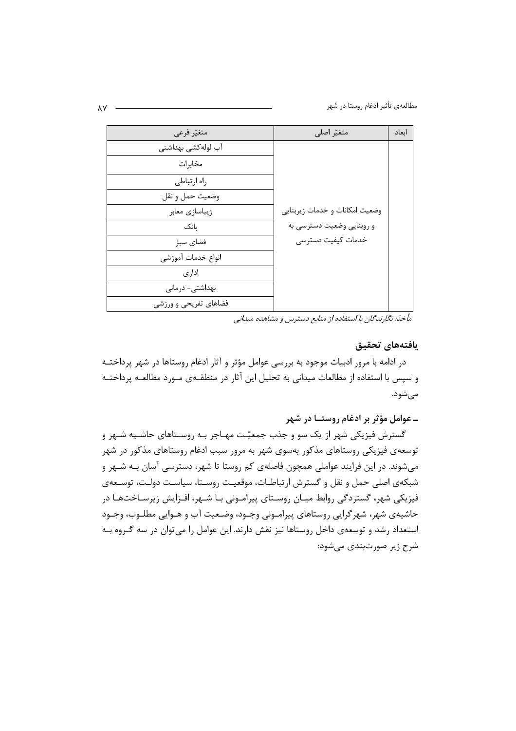| متغیر فرعی | متغیر اصلی | ابعاد |
| --- | --- | --- |
| آب لوله‌کشی بهداشتی | وضعیت امکانات و خدمات زیربنایی و روبنایی وضعیت دسترسی به خدمات کیفیت دسترسی | |
| مخابرات | | |
| راه ارتباطی | | |
| وضعیت حمل و نقل | | |
| زیباسازی معابر | | |
| بانک | | |
| فضای سبز | | |
| انواع خدمات آموزشی | | |
| اداری | | |
| بهداشتی- درمانی | | |
| فضاهای تفریحی و ورزشی | | |

*مأخذ: نگارندگان با استفاده از منابع دسترس و مشاهده میدانی*

## یافته‌های تحقیق

در ادامه با مرور ادبیات موجود به بررسی عوامل مؤثر و آثار ادغام روستاها در شهر پرداخته و سپس با استفاده از مطالعات میدانی به تحلیل این آثار در منطقه‌ی مورد مطالعه پرداخته می‌شود.

### ـ عوامل مؤثر بر ادغام روستا در شهر

گسترش فیزیکی شهر از یک سو و جذب جمعیّت مهاجر به روستاهای حاشیه شهر و توسعه‌ی فیزیکی روستاهای مذکور به‌سوی شهر به مرور سبب ادغام روستاهای مذکور در شهر می‌شوند. در این فرایند عواملی همچون فاصله‌ی کم روستا تا شهر، دسترسی آسان به شهر و شبکه‌ی اصلی حمل و نقل و گسترش ارتباطات، موقعیت روستا، سیاست دولت، توسعه‌ی فیزیکی شهر، گستردگی روابط میان روستای پیرامونی با شهر، افزایش زیرساخت‌ها در حاشیه‌ی شهر، شهرگرایی روستاهای پیرامونی وجود، وضعیت آب و هوایی مطلوب، وجود استعداد رشد و توسعه‌ی داخل روستاها نیز نقش دارند. این عوامل را می‌توان در سه گروه به شرح زیر صورت‌بندی می‌شود: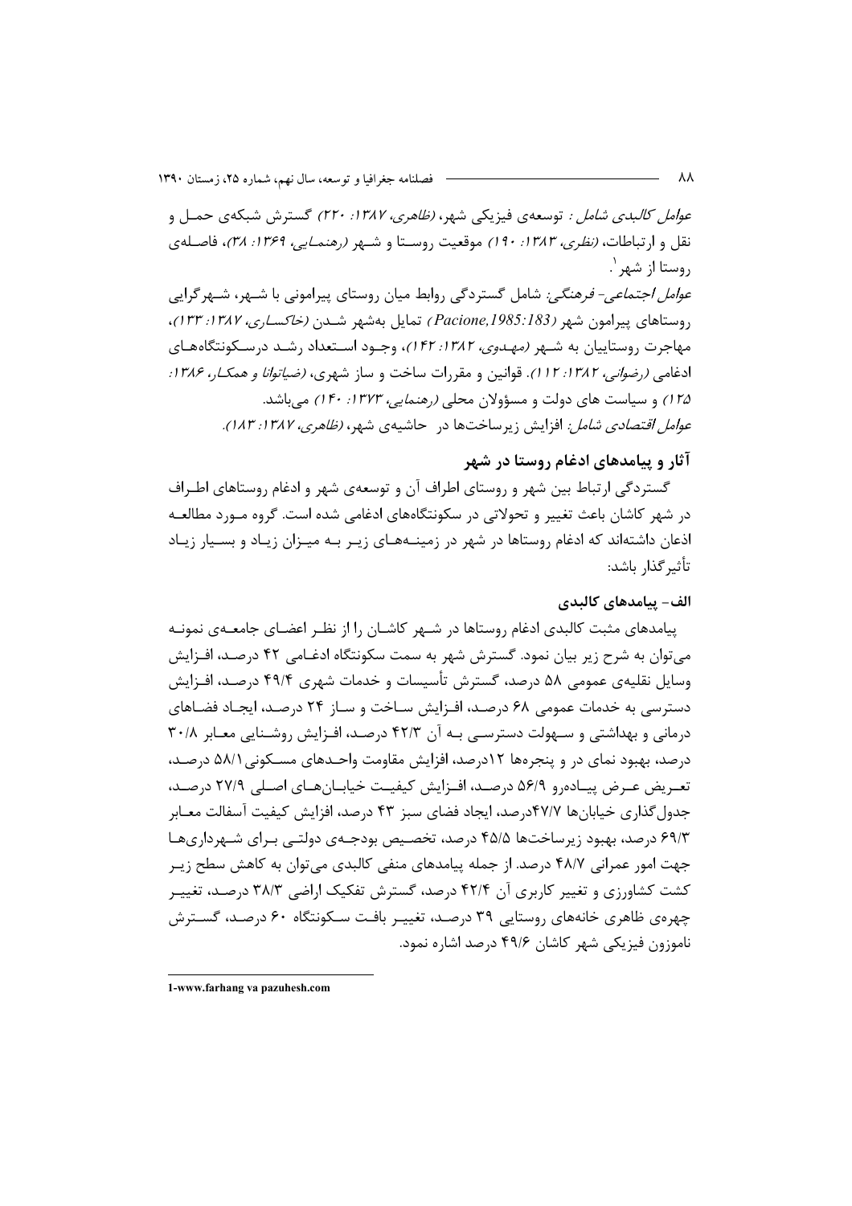*عوامل کالبدی شامل :* توسعه‌ی فیزیکی شهر، *(ظاهری، ۱۳۸۷: ۲۲۰)* گسترش شبکه‌ی حمـل و نقل و ارتباطات، *(نظری، ۱۳۸۳: ۱۹۰)* موقعیت روسـتا و شـهر *(رهنمـایی، ۱۳۶۹: ۳۸)*، فاصـله‌ی روستا از شهر [1].

*عوامل اجتماعی- فرهنگی:* شامل گستردگی روابط میان روستای پیرامونی با شـهر، شـهرگرایی روستاهای پیرامون شهر *(Pacione,1985:183)* تمایل به‌شهر شـدن *(خاکسـاری، ۱۳۸۷: ۱۳۳)*، مهاجرت روستاییان به شـهر *(مهـدوی، ۱۳۸۲: ۱۴۲)*، وجـود اسـتعداد رشـد درسـکونتگاه‌هـای ادغامی *(رضوانی، ۱۳۸۲: ۱۱۲)*. قوانین و مقررات ساخت و ساز شهری، *(ضیاتوانا و همکـار، ۱۳۸۶: ۱۲۵)* و سیاست های دولت و مسؤولان محلی *(رهنمایی، ۱۳۷۳: ۱۴۰)* می‌باشد.

*عوامل اقتصادی شامل:* افزایش زیرساخت‌ها در حاشیه‌ی شهر، *(ظاهری، ۱۳۸۷: ۱۸۳)*.

## آثار و پیامدهای ادغام روستا در شهر

گستردگی ارتباط بین شهر و روستای اطراف آن و توسعه‌ی شهر و ادغام روستاهای اطـراف در شهر کاشان باعث تغییر و تحولاتی در سکونتگاه‌های ادغامی شده است. گروه مـورد مطالعـه اذعان داشته‌اند که ادغام روستاها در شهر در زمینـه‌هـای زیـر بـه میـزان زیـاد و بسـیار زیـاد تأثیرگذار باشد:

### الف- پیامدهای کالبدی

پیامدهای مثبت کالبدی ادغام روستاها در شـهر کاشـان را از نظـر اعضـای جامعـه‌ی نمونـه می‌توان به شرح زیر بیان نمود. گسترش شهر به سمت سکونتگاه ادغـامی ۴۲ درصـد، افـزایش وسایل نقلیه‌ی عمومی ۵۸ درصد، گسترش تأسیسات و خدمات شهری ۴۹/۴ درصـد، افـزایش دسترسی به خدمات عمومی ۶۸ درصـد، افـزایش سـاخت و سـاز ۲۴ درصـد، ایجـاد فضـاهای درمانی و بهداشتی و سـهولت دسترسـی بـه آن ۴۲/۳ درصـد، افـزایش روشـنایی معـابر ۳۰/۸ درصد، بهبود نمای در و پنجره‌ها ۱۲درصد، افزایش مقاومت واحـدهای مسـکونی ۵۸/۱ درصـد، تعـریض عـرض پیـاده‌رو ۵۶/۹ درصـد، افـزایش کیفیـت خیابـان‌هـای اصـلی ۲۷/۹ درصـد، جدول‌گذاری خیابان‌ها ۴۷/۷درصد، ایجاد فضای سبز ۴۳ درصد، افزایش کیفیت آسفالت معـابر ۶۹/۳ درصد، بهبود زیرساخت‌ها ۴۵/۵ درصد، تخصـیص بودجـه‌ی دولتـی بـرای شـهرداری‌هـا جهت امور عمرانی ۴۸/۷ درصد. از جمله پیامدهای منفی کالبدی می‌توان به کاهش سطح زیـر کشت کشاورزی و تغییر کاربری آن ۴۲/۴ درصد، گسترش تفکیک اراضی ۳۸/۳ درصـد، تغییـر چهره‌ی ظاهری خانه‌های روستایی ۳۹ درصـد، تغییـر بافـت سـکونتگاه ۶۰ درصـد، گسـترش ناموزون فیزیکی شهر کاشان ۴۹/۶ درصد اشاره نمود.

---

1-www.farhang va pazuhesh.com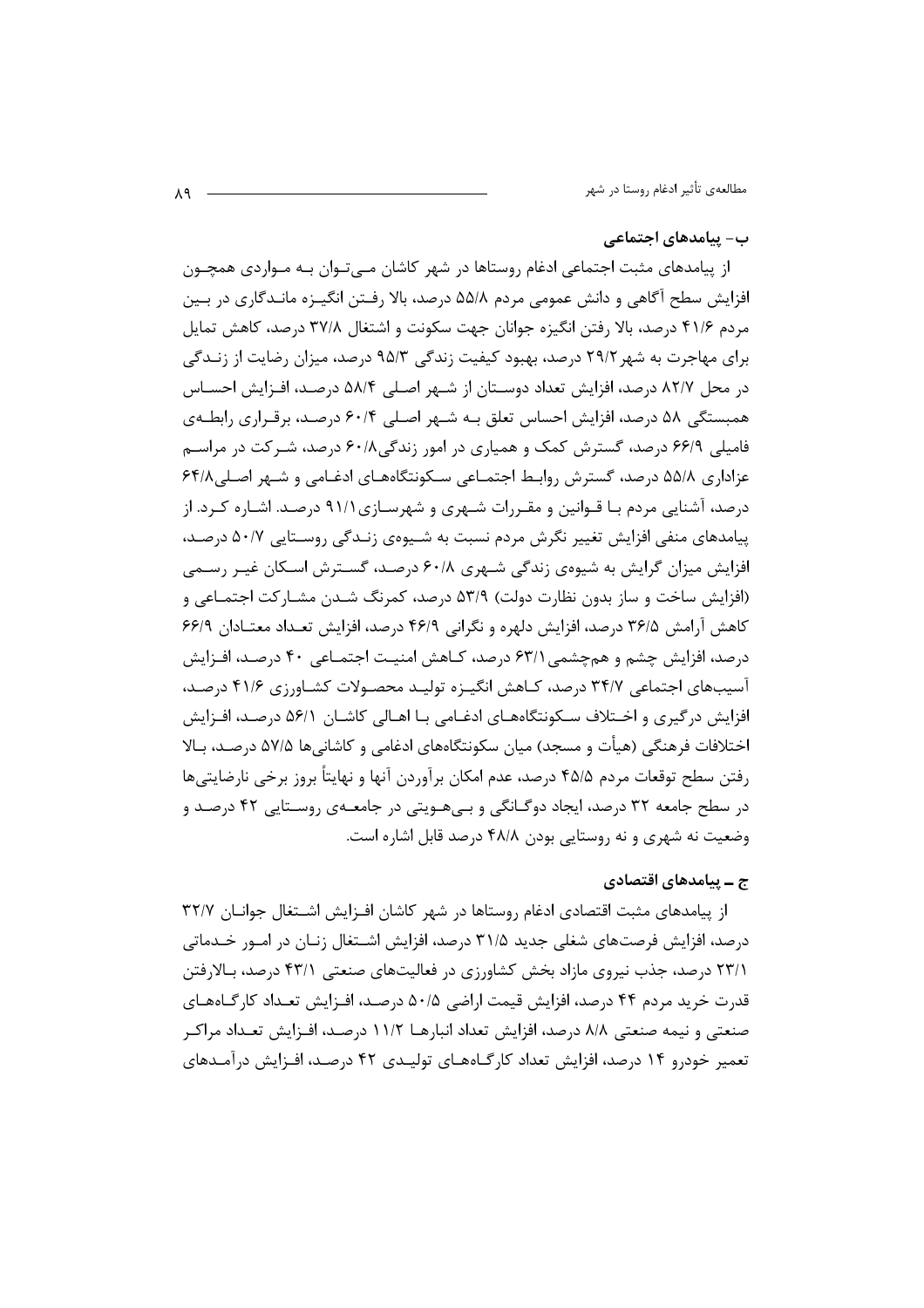### ب- پیامدهای اجتماعی

از پیامدهای مثبت اجتماعی ادغام روستاها در شهر کاشان می‌توان به مواردی همچون افزایش سطح آگاهی و دانش عمومی مردم ۵۵/۸ درصد، بالا رفتن انگیزه ماندگاری در بین مردم ۴۱/۶ درصد، بالا رفتن انگیزه جوانان جهت سکونت و اشتغال ۳۷/۸ درصد، کاهش تمایل برای مهاجرت به شهر ۲۹/۲ درصد، بهبود کیفیت زندگی ۹۵/۳ درصد، میزان رضایت از زندگی در محل ۸۲/۷ درصد، افزایش تعداد دوستان از شهر اصلی ۵۸/۴ درصد، افزایش احساس همبستگی ۵۸ درصد، افزایش احساس تعلق به شهر اصلی ۶۰/۴ درصد، برقراری رابطه‌ی فامیلی ۶۶/۹ درصد، گسترش کمک و همیاری در امور زندگی ۶۰/۸ درصد، شرکت در مراسم عزاداری ۵۵/۸ درصد، گسترش روابط اجتماعی سکونتگاه‌های ادغامی و شهر اصلی ۶۴/۸ درصد، آشنایی مردم با قوانین و مقررات شهری و شهرسازی ۹۱/۱ درصد. اشاره کرد. از پیامدهای منفی افزایش تغییر نگرش مردم نسبت به شیوه‌ی زندگی روستایی ۵۰/۷ درصد، افزایش میزان گرایش به شیوه‌ی زندگی شهری ۶۰/۸ درصد، گسترش اسکان غیر رسمی (افزایش ساخت و ساز بدون نظارت دولت) ۵۳/۹ درصد، کمرنگ شدن مشارکت اجتماعی و کاهش آرامش ۳۶/۵ درصد، افزایش دلهره و نگرانی ۴۶/۹ درصد، افزایش تعداد معتادان ۶۶/۹ درصد، افزایش چشم و هم‌چشمی ۶۳/۱ درصد، کاهش امنیت اجتماعی ۴۰ درصد، افزایش آسیب‌های اجتماعی ۳۴/۷ درصد، کاهش انگیزه تولید محصولات کشاورزی ۴۱/۶ درصد، افزایش درگیری و اختلاف سکونتگاه‌های ادغامی با اهالی کاشان ۵۶/۱ درصد، افزایش اختلافات فرهنگی (هیأت و مسجد) میان سکونتگاه‌های ادغامی و کاشانی‌ها ۵۷/۵ درصد، بالا رفتن سطح توقعات مردم ۴۵/۵ درصد، عدم امکان برآوردن آنها و نهایتاً بروز برخی نارضایتی‌ها در سطح جامعه ۳۲ درصد، ایجاد دوگانگی و بی‌هویتی در جامعه‌ی روستایی ۴۲ درصد و وضعیت نه شهری و نه روستایی بودن ۴۸/۸ درصد قابل اشاره است.

### ج ــ پیامدهای اقتصادی

از پیامدهای مثبت اقتصادی ادغام روستاها در شهر کاشان افزایش اشتغال جوانان ۳۲/۷ درصد، افزایش فرصت‌های شغلی جدید ۳۱/۵ درصد، افزایش اشتغال زنان در امور خدماتی ۲۳/۱ درصد، جذب نیروی مازاد بخش کشاورزی در فعالیت‌های صنعتی ۴۳/۱ درصد، بالارفتن قدرت خرید مردم ۴۴ درصد، افزایش قیمت اراضی ۵۰/۵ درصد، افزایش تعداد کارگاه‌های صنعتی و نیمه صنعتی ۸/۸ درصد، افزایش تعداد انبارها ۱۱/۲ درصد، افزایش تعداد مراکز تعمیر خودرو ۱۴ درصد، افزایش تعداد کارگاه‌های تولیدی ۴۲ درصد، افزایش درآمدهای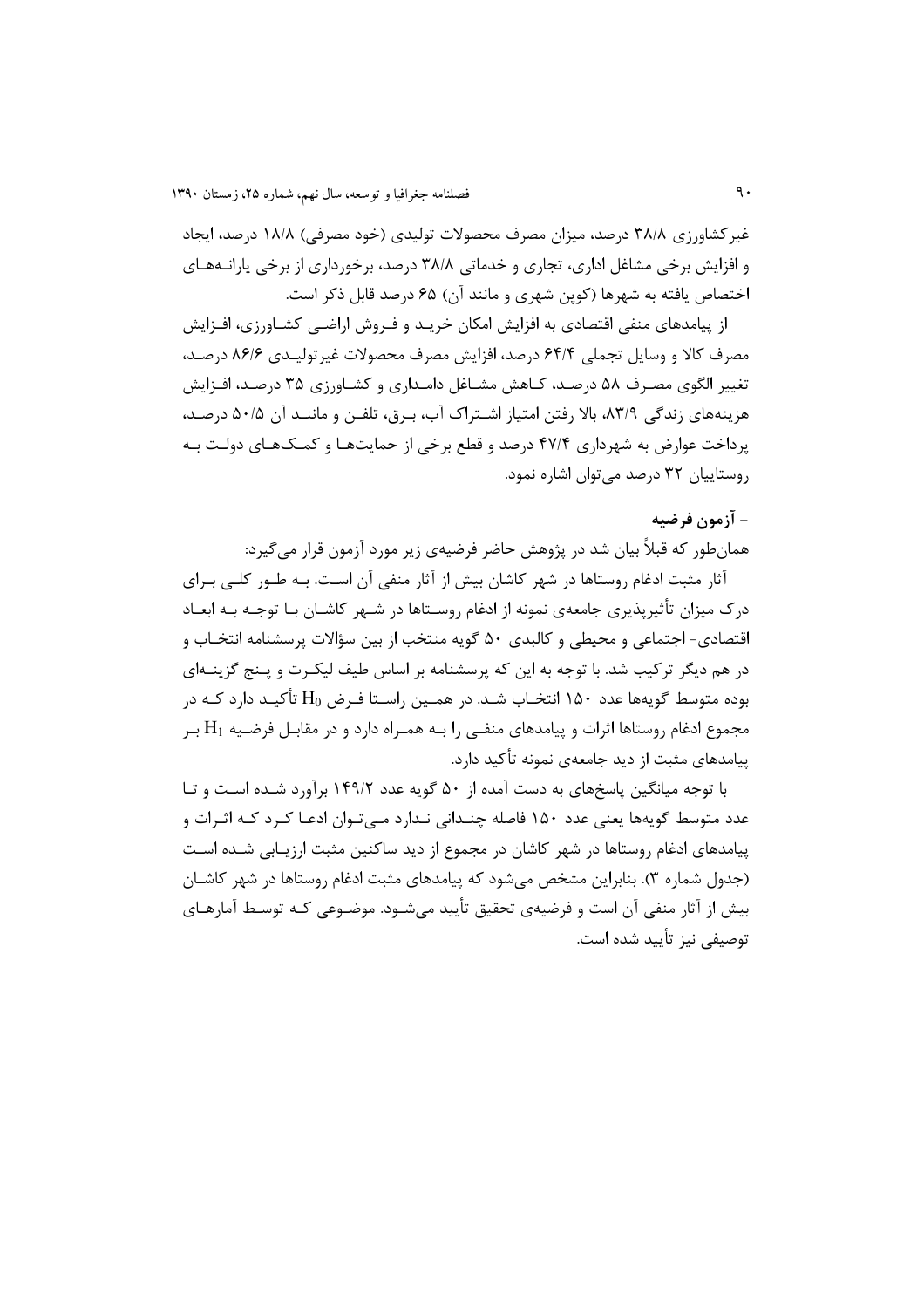غیرکشاورزی ۳۸/۸ درصد، میزان مصرف محصولات تولیدی (خود مصرفی) ۱۸/۸ درصد، ایجاد و افزایش برخی مشاغل اداری، تجاری و خدماتی ۳۸/۸ درصد، برخورداری از برخی یارانه‌های اختصاص یافته به شهرها (کوپن شهری و مانند آن) ۶۵ درصد قابل ذکر است.

از پیامدهای منفی اقتصادی به افزایش امکان خرید و فروش اراضی کشاورزی، افزایش مصرف کالا و وسایل تجملی ۶۴/۴ درصد، افزایش مصرف محصولات غیرتولیدی ۸۶/۶ درصد، تغییر الگوی مصرف ۵۸ درصد، کاهش مشاغل دامداری و کشاورزی ۳۵ درصد، افزایش هزینه‌های زندگی ۸۳/۹، بالا رفتن امتیاز اشتراک آب، برق، تلفن و مانند آن ۵۰/۵ درصد، پرداخت عوارض به شهرداری ۴۷/۴ درصد و قطع برخی از حمایت‌ها و کمک‌های دولت به روستاییان ۳۲ درصد می‌توان اشاره نمود.

**- آزمون فرضیه**

همان‌طور که قبلاً بیان شد در پژوهش حاضر فرضیه‌ی زیر مورد آزمون قرار می‌گیرد:

آثار مثبت ادغام روستاها در شهر کاشان بیش از آثار منفی آن است. به طور کلی برای درک میزان تأثیرپذیری جامعه‌ی نمونه از ادغام روستاها در شهر کاشان با توجه به ابعاد اقتصادی- اجتماعی و محیطی و کالبدی ۵۰ گویه منتخب از بین سؤالات پرسشنامه انتخاب و در هم دیگر ترکیب شد. با توجه به این که پرسشنامه بر اساس طیف لیکرت و پنج گزینه‌ای بوده متوسط گویه‌ها عدد ۱۵۰ انتخاب شد. در همین راستا فرض $H_0$ تأکید دارد که در مجموع ادغام روستاها اثرات و پیامدهای منفی را به همراه دارد و در مقابل فرضیه $H_1$ بر پیامدهای مثبت از دید جامعه‌ی نمونه تأکید دارد.

با توجه میانگین پاسخ‌های به دست آمده از ۵۰ گویه عدد ۱۴۹/۲ برآورد شده است و تا عدد متوسط گویه‌ها یعنی عدد ۱۵۰ فاصله چندانی ندارد می‌توان ادعا کرد که اثرات و پیامدهای ادغام روستاها در شهر کاشان در مجموع از دید ساکنین مثبت ارزیابی شده است (جدول شماره ۳). بنابراین مشخص می‌شود که پیامدهای مثبت ادغام روستاها در شهر کاشان بیش از آثار منفی آن است و فرضیه‌ی تحقیق تأیید می‌شود. موضوعی که توسط آمارهای توصیفی نیز تأیید شده است.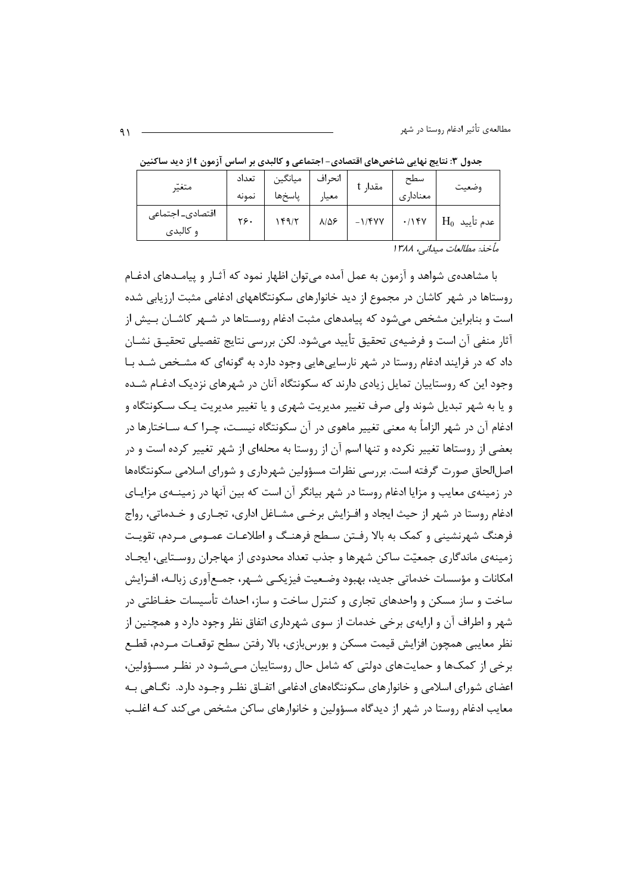**جدول ۳: نتایج نهایی شاخص‌های اقتصادی- اجتماعی و کالبدی بر اساس آزمون t از دید ساکنین**

| متغیّر | تعداد نمونه | میانگین پاسخ‌ها | انحراف معیار | مقدار t | سطح معناداری | وضعیت |
|---|---|---|---|---|---|---|
| اقتصادی- اجتماعی و کالبدی | ۲۶۰ | ۱۴۹/۲ | ۸/۵۶ | -۱/۴۷۷ | ۰/۱۴۷ | عدم تأیید $H_0$ |

*مأخذ: مطالعات میدانی، ۱۳۸۸*

با مشاهده‌ی شواهد و آزمون به عمل آمده می‌توان اظهار نمود که آثار و پیامدهای ادغام روستاها در شهر کاشان در مجموع از دید خانوارهای سکونتگاههای ادغامی مثبت ارزیابی شده است و بنابراین مشخص می‌شود که پیامدهای مثبت ادغام روستاها در شهر کاشان بیش از آثار منفی آن است و فرضیه‌ی تحقیق تأیید می‌شود. لکن بررسی نتایج تفصیلی تحقیق نشان داد که در فرایند ادغام روستا در شهر نارسایی‌هایی وجود دارد به گونه‌ای که مشخص شد با وجود این که روستاییان تمایل زیادی دارند که سکونتگاه آنان در شهرهای نزدیک ادغام شده و یا به شهر تبدیل شوند ولی صرف تغییر مدیریت شهری و یا تغییر مدیریت یک سکونتگاه و ادغام آن در شهر الزاماً به معنی تغییر ماهوی در آن سکونتگاه نیست، چرا که ساختارها در بعضی از روستاها تغییر نکرده و تنها اسم آن از روستا به محله‌ای از شهر تغییر کرده است و در اصل‌الحاق صورت گرفته است. بررسی نظرات مسؤولین شهرداری و شورای اسلامی سکونتگاه‌ها در زمینه‌ی معایب و مزایا ادغام روستا در شهر بیانگر آن است که بین آنها در زمینه‌ی مزایای ادغام روستا در شهر از حیث ایجاد و افزایش برخی مشاغل اداری، تجاری و خدماتی، رواج فرهنگ شهرنشینی و کمک به بالا رفتن سطح فرهنگ و اطلاعات عمومی مردم، تقویت زمینه‌ی ماندگاری جمعیّت ساکن شهرها و جذب تعداد محدودی از مهاجران روستایی، ایجاد امکانات و مؤسسات خدماتی جدید، بهبود وضعیت فیزیکی شهر، جمع‌آوری زباله، افزایش ساخت و ساز مسکن و واحدهای تجاری و کنترل ساخت و ساز، احداث تأسیسات حفاظتی در شهر و اطراف آن و ارایه‌ی برخی خدمات از سوی شهرداری اتفاق نظر وجود دارد و همچنین از نظر معایبی همچون افزایش قیمت مسکن و بورس‌بازی، بالا رفتن سطح توقعات مردم، قطع برخی از کمک‌ها و حمایت‌های دولتی که شامل حال روستاییان می‌شود در نظر مسؤولین، اعضای شورای اسلامی و خانوارهای سکونتگاه‌های ادغامی اتفاق نظر وجود دارد. نگاهی به معایب ادغام روستا در شهر از دیدگاه مسؤولین و خانوارهای ساکن مشخص می‌کند که اغلب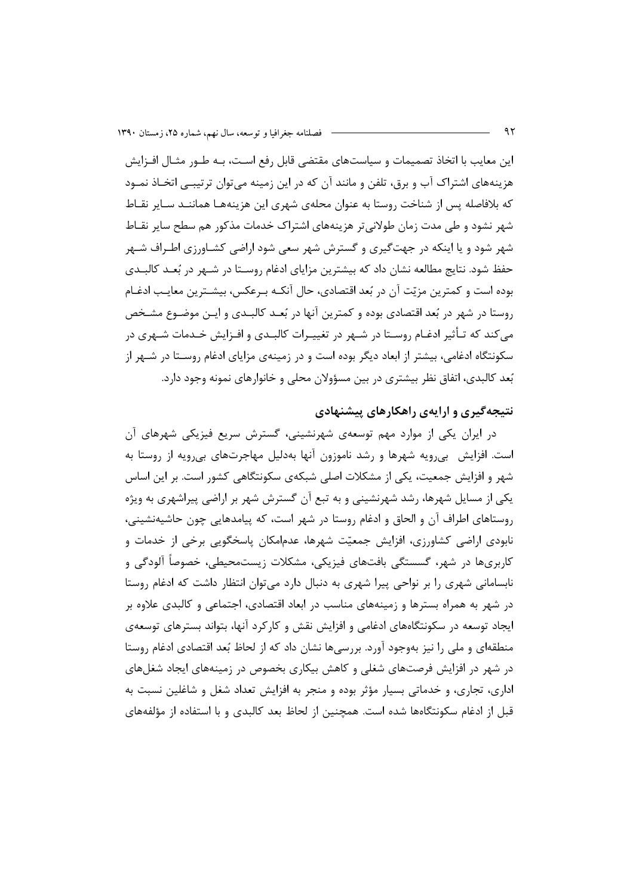این معایب با اتخاذ تصمیمات و سیاست‌های مقتضی قابل رفع است، بـه طـور مثـال افـزایش هزینه‌های اشتراک آب و برق، تلفن و مانند آن که در این زمینه می‌توان ترتیبـی اتخـاذ نمـود که بلافاصله پس از شناخت روستا به عنوان محله‌ی شهری این هزینه‌هـا هماننـد سـایر نقـاط شهر نشود و طی مدت زمان طولانی‌تر هزینه‌های اشتراک خدمات مذکور هم سطح سایر نقـاط شهر شود و یا اینکه در جهت‌گیری و گسترش شهر سعی شود اراضی کشـاورزی اطـراف شـهر حفظ شود. نتایج مطالعه نشان داد که بیشترین مزایای ادغام روسـتا در شـهر در بُعـد کالبـدی بوده است و کمترین مزیّت آن در بُعد اقتصادی، حال آنکـه بـرعکس، بیشـترین معایـب ادغـام روستا در شهر در بُعد اقتصادی بوده و کمترین آنها در بُعـد کالبـدی و ایـن موضـوع مشـخص می‌کند که تـأثیر ادغـام روسـتا در شـهر در تغییـرات کالبـدی و افـزایش خـدمات شـهری در سکونتگاه ادغامی، بیشتر از ابعاد دیگر بوده است و در زمینه‌ی مزایای ادغام روسـتا در شـهر از بُعد کالبدی، اتفاق نظر بیشتری در بین مسؤولان محلی و خانوارهای نمونه وجود دارد.

## نتیجه‌گیری و ارایه‌ی راهکارهای پیشنهادی

در ایران یکی از موارد مهم توسعه‌ی شهرنشینی، گسترش سریع فیزیکی شهرهای آن است. افزایش بی‌رویه شهرها و رشد ناموزون آنها به‌دلیل مهاجرت‌های بی‌رویه از روستا به شهر و افزایش جمعیت، یکی از مشکلات اصلی شبکه‌ی سکونتگاهی کشور است. بر این اساس یکی از مسایل شهرها، رشد شهرنشینی و به تبع آن گسترش شهر بر اراضی پیراشهری به ویژه روستاهای اطراف آن و الحاق و ادغام روستا در شهر است، که پیامدهایی چون حاشیه‌نشینی، نابودی اراضی کشاورزی، افزایش جمعیّت شهرها، عدم‌امکان پاسخگویی برخی از خدمات و کاربری‌ها در شهر، گسستگی بافت‌های فیزیکی، مشکلات زیست‌محیطی، خصوصاً آلودگی و نابسامانی شهری را بر نواحی پیرا شهری به دنبال دارد می‌توان انتظار داشت که ادغام روستا در شهر به همراه بسترها و زمینه‌های مناسب در ابعاد اقتصادی، اجتماعی و کالبدی علاوه بر ایجاد توسعه در سکونتگاه‌های ادغامی و افزایش نقش و کارکرد آنها، بتواند بسترهای توسعه‌ی منطقه‌ای و ملی را نیز به‌وجود آورد. بررسی‌ها نشان داد که از لحاظ بُعد اقتصادی ادغام روستا در شهر در افزایش فرصت‌های شغلی و کاهش بیکاری بخصوص در زمینه‌های ایجاد شغل‌های اداری، تجاری، و خدماتی بسیار مؤثر بوده و منجر به افزایش تعداد شغل و شاغلین نسبت به قبل از ادغام سکونتگاه‌ها شده است. همچنین از لحاظ بعد کالبدی و با استفاده از مؤلفه‌های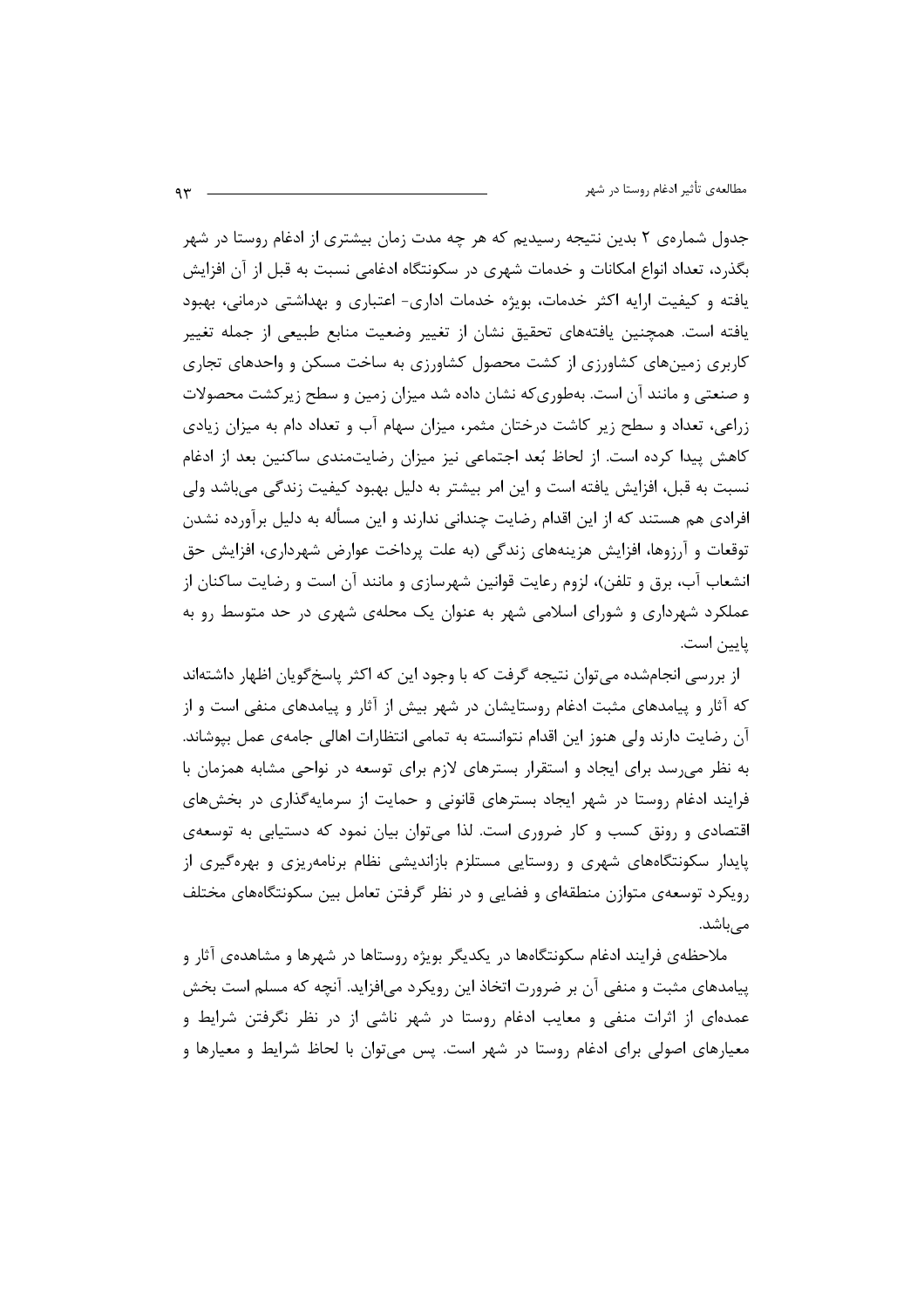جدول شماره‌ی ۲ بدین نتیجه رسیدیم که هر چه مدت زمان بیشتری از ادغام روستا در شهر بگذرد، تعداد انواع امکانات و خدمات شهری در سکونتگاه ادغامی نسبت به قبل از آن افزایش یافته و کیفیت ارایه اکثر خدمات، بویژه خدمات اداری- اعتباری و بهداشتی درمانی، بهبود یافته است. همچنین یافته‌های تحقیق نشان از تغییر وضعیت منابع طبیعی از جمله تغییر کاربری زمین‌های کشاورزی از کشت محصول کشاورزی به ساخت مسکن و واحدهای تجاری و صنعتی و مانند آن است. به‌طوری‌که نشان داده شد میزان زمین و سطح زیرکشت محصولات زراعی، تعداد و سطح زیر کاشت درختان مثمر، میزان سهام آب و تعداد دام به میزان زیادی کاهش پیدا کرده است. از لحاظ بُعد اجتماعی نیز میزان رضایت‌مندی ساکنین بعد از ادغام نسبت به قبل، افزایش یافته است و این امر بیشتر به دلیل بهبود کیفیت زندگی می‌باشد ولی افرادی هم هستند که از این اقدام رضایت چندانی ندارند و این مسأله به دلیل برآورده نشدن توقعات و آرزوها، افزایش هزینه‌های زندگی (به علت پرداخت عوارض شهرداری، افزایش حق انشعاب آب، برق و تلفن)، لزوم رعایت قوانین شهرسازی و مانند آن است و رضایت ساکنان از عملکرد شهرداری و شورای اسلامی شهر به عنوان یک محله‌ی شهری در حد متوسط رو به پایین است.

از بررسی انجام‌شده می‌توان نتیجه گرفت که با وجود این که اکثر پاسخ‌گویان اظهار داشته‌اند که آثار و پیامدهای مثبت ادغام روستایشان در شهر بیش از آثار و پیامدهای منفی است و از آن رضایت دارند ولی هنوز این اقدام نتوانسته به تمامی انتظارات اهالی جامه‌ی عمل بپوشاند. به نظر می‌رسد برای ایجاد و استقرار بسترهای لازم برای توسعه در نواحی مشابه همزمان با فرایند ادغام روستا در شهر ایجاد بسترهای قانونی و حمایت از سرمایه‌گذاری در بخش‌های اقتصادی و رونق کسب و کار ضروری است. لذا می‌توان بیان نمود که دستیابی به توسعه‌ی پایدار سکونتگاه‌های شهری و روستایی مستلزم بازاندیشی نظام برنامه‌ریزی و بهره‌گیری از رویکرد توسعه‌ی متوازن منطقه‌ای و فضایی و در نظر گرفتن تعامل بین سکونتگاه‌های مختلف می‌باشد.

ملاحظه‌ی فرایند ادغام سکونتگاه‌ها در یکدیگر بویژه روستاها در شهرها و مشاهده‌ی آثار و پیامدهای مثبت و منفی آن بر ضرورت اتخاذ این رویکرد می‌افزاید. آنچه که مسلم است بخش عمده‌ای از اثرات منفی و معایب ادغام روستا در شهر ناشی از در نظر نگرفتن شرایط و معیارهای اصولی برای ادغام روستا در شهر است. پس می‌توان با لحاظ شرایط و معیارها و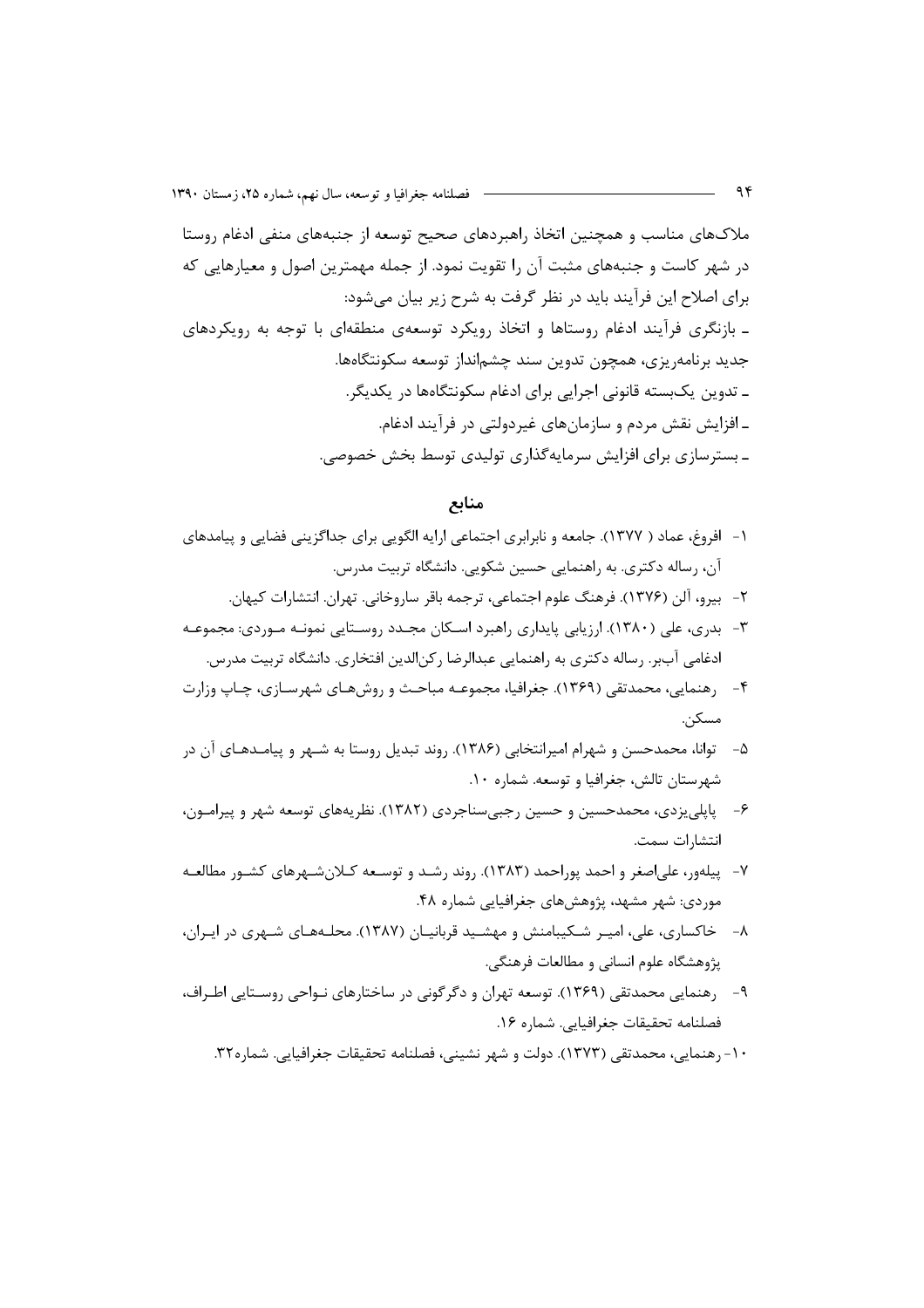ملاک‌های مناسب و همچنین اتخاذ راهبردهای صحیح توسعه از جنبه‌های منفی ادغام روستا در شهر کاست و جنبه‌های مثبت آن را تقویت نمود. از جمله مهمترین اصول و معیارهایی که برای اصلاح این فرآیند باید در نظر گرفت به شرح زیر بیان می‌شود:

- بازنگری فرآیند ادغام روستاها و اتخاذ رویکرد توسعه‌ی منطقه‌ای با توجه به رویکردهای جدید برنامه‌ریزی، همچون تدوین سند چشم‌انداز توسعه سکونتگاه‌ها.
- تدوین یک‌بسته قانونی اجرایی برای ادغام سکونتگاه‌ها در یکدیگر.
- افزایش نقش مردم و سازمان‌های غیردولتی در فرآیند ادغام.
- بسترسازی برای افزایش سرمایه‌گذاری تولیدی توسط بخش خصوصی.

## منابع

۱- افروغ، عماد ( ۱۳۷۷). جامعه و نابرابری اجتماعی ارایه الگویی برای جداگزینی فضایی و پیامدهای آن، رساله دکتری. به راهنمایی حسین شکویی. دانشگاه تربیت مدرس.

۲- بیرو، آلن (۱۳۷۶). فرهنگ علوم اجتماعی، ترجمه باقر ساروخانی. تهران. انتشارات کیهان.

۳- بدری، علی (۱۳۸۰). ارزیابی پایداری راهبرد اسکان مجدد روستایی نمونه موردی: مجموعه ادغامی آب‌بر. رساله دکتری به راهنمایی عبدالرضا رکن‌الدین افتخاری. دانشگاه تربیت مدرس.

۴- رهنمایی، محمدتقی (۱۳۶۹). جغرافیا، مجموعه مباحث و روش‌های شهرسازی، چاپ وزارت مسکن.

۵- توانا، محمدحسن و شهرام امیرانتخابی (۱۳۸۶). روند تبدیل روستا به شهر و پیامدهای آن در شهرستان تالش، جغرافیا و توسعه. شماره ۱۰.

۶- پاپلی‌یزدی، محمدحسین و حسین رجبی‌سناجردی (۱۳۸۲). نظریه‌های توسعه شهر و پیرامون، انتشارات سمت.

۷- پیله‌ور، علی‌اصغر و احمد پوراحمد (۱۳۸۳). روند رشد و توسعه کلان‌شهرهای کشور مطالعه موردی: شهر مشهد، پژوهش‌های جغرافیایی شماره ۴۸.

۸- خاکساری، علی، امیر شکیبامنش و مهشید قربانیان (۱۳۸۷). محله‌های شهری در ایران، پژوهشگاه علوم انسانی و مطالعات فرهنگی.

۹- رهنمایی محمدتقی (۱۳۶۹). توسعه تهران و دگرگونی در ساختارهای نواحی روستایی اطراف، فصلنامه تحقیقات جغرافیایی. شماره ۱۶.

۱۰- رهنمایی، محمدتقی (۱۳۷۳). دولت و شهر نشینی، فصلنامه تحقیقات جغرافیایی. شماره۳۲.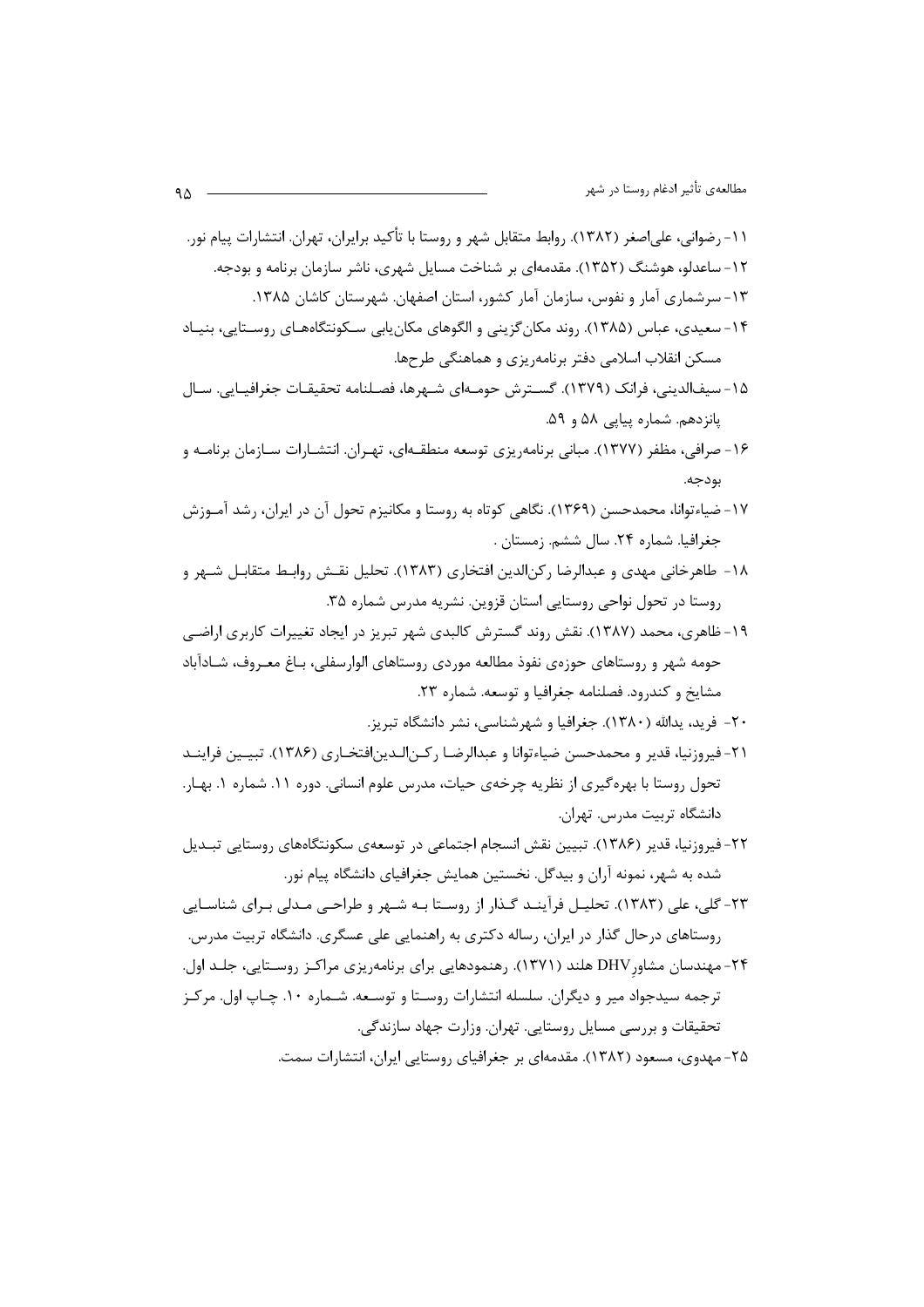۱۱- رضوانی، علی‌اصغر (۱۳۸۲). روابط متقابل شهر و روستا با تأکید برایران، تهران. انتشارات پیام نور.

۱۲- ساعدلو، هوشنگ (۱۳۵۲). مقدمه‌ای بر شناخت مسایل شهری، ناشر سازمان برنامه و بودجه.

۱۳- سرشماری آمار و نفوس، سازمان آمار کشور، استان اصفهان. شهرستان کاشان ۱۳۸۵.

۱۴- سعیدی، عباس (۱۳۸۵). روند مکان‌گزینی و الگوهای مکان‌یابی سکونتگاه‌های روستایی، بنیاد مسکن انقلاب اسلامی دفتر برنامه‌ریزی و هماهنگی طرح‌ها.

۱۵- سیف‌الدینی، فرانک (۱۳۷۹). گسترش حومه‌ای شهرها، فصلنامه تحقیقات جغرافیایی. سال پانزدهم. شماره پیاپی ۵۸ و ۵۹.

۱۶- صرافی، مظفر (۱۳۷۷). مبانی برنامه‌ریزی توسعه منطقه‌ای، تهران. انتشارات سازمان برنامه و بودجه.

۱۷- ضیاءتوانا، محمدحسن (۱۳۶۹). نگاهی کوتاه به روستا و مکانیزم تحول آن در ایران، رشد آموزش جغرافیا. شماره ۲۴. سال ششم. زمستان .

۱۸- طاهرخانی مهدی و عبدالرضا رکن‌الدین افتخاری (۱۳۸۳). تحلیل نقش روابط متقابل شهر و روستا در تحول نواحی روستایی استان قزوین. نشریه مدرس شماره ۳۵.

۱۹- ظاهری، محمد (۱۳۸۷). نقش روند گسترش کالبدی شهر تبریز در ایجاد تغییرات کاربری اراضی حومه شهر و روستاهای حوزه‌ی نفوذ مطالعه موردی روستاهای الوارسفلی، باغ معروف، شادآباد مشایخ و کندرود. فصلنامه جغرافیا و توسعه. شماره ۲۳.

۲۰- فرید، یدالله (۱۳۸۰). جغرافیا و شهرشناسی، نشر دانشگاه تبریز.

۲۱- فیروزنیا، قدیر و محمدحسن ضیاءتوانا و عبدالرضا رکن‌الدین‌افتخاری (۱۳۸۶). تبیین فرایند تحول روستا با بهره‌گیری از نظریه چرخه‌ی حیات، مدرس علوم انسانی. دوره ۱۱. شماره ۱. بهار. دانشگاه تربیت مدرس. تهران.

۲۲- فیروزنیا، قدیر (۱۳۸۶). تبیین نقش انسجام اجتماعی در توسعه‌ی سکونتگاه‌های روستایی تبدیل شده به شهر، نمونه آران و بیدگل. نخستین همایش جغرافیای دانشگاه پیام نور.

۲۳- گلی، علی (۱۳۸۳). تحلیل فرآیند گذار از روستا به شهر و طراحی مدلی برای شناسایی روستاهای درحال گذار در ایران، رساله دکتری به راهنمایی علی عسگری. دانشگاه تربیت مدرس.

۲۴- مهندسان مشاور DHV هلند (۱۳۷۱). رهنمودهایی برای برنامه‌ریزی مراکز روستایی، جلد اول. ترجمه سیدجواد میر و دیگران. سلسله انتشارات روستا و توسعه. شماره ۱۰. چاپ اول. مرکز تحقیقات و بررسی مسایل روستایی. تهران. وزارت جهاد سازندگی.

۲۵- مهدوی، مسعود (۱۳۸۲). مقدمه‌ای بر جغرافیای روستایی ایران، انتشارات سمت.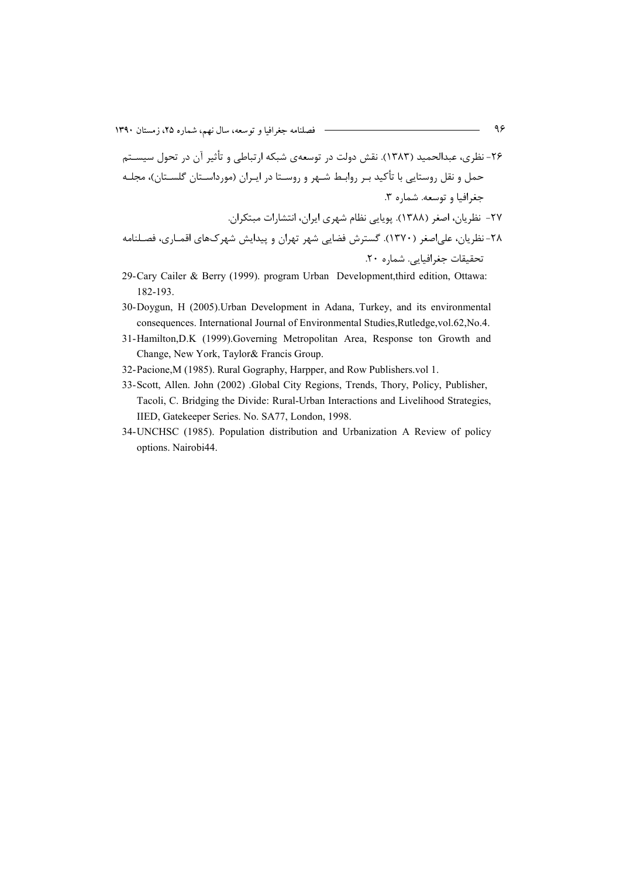۲۶- نظری، عبدالحمید (۱۳۸۳). نقش دولت در توسعه‌ی شبکه ارتباطی و تأثیر آن در تحول سیستم حمل و نقل روستایی با تأکید بر روابط شهر و روستا در ایران (مورداستان گلستان)، مجله جغرافیا و توسعه. شماره ۳.

۲۷- نظریان، اصغر (۱۳۸۸). پویایی نظام شهری ایران، انتشارات مبتکران.

۲۸- نظریان، علی‌اصغر (۱۳۷۰). گسترش فضایی شهر تهران و پیدایش شهرک‌های اقماری، فصلنامه تحقیقات جغرافیایی. شماره ۲۰.

29- Cary Cailer & Berry (1999). program Urban Development,third edition, Ottawa: 182-193.

30- Doygun, H (2005).Urban Development in Adana, Turkey, and its environmental consequences. International Journal of Environmental Studies,Rutledge,vol.62,No.4.

31- Hamilton,D.K (1999).Governing Metropolitan Area, Response ton Growth and Change, New York, Taylor& Francis Group.

32- Pacione,M (1985). Rural Gography, Harpper, and Row Publishers.vol 1.

33- Scott, Allen. John (2002) .Global City Regions, Trends, Thory, Policy, Publisher, Tacoli, C. Bridging the Divide: Rural-Urban Interactions and Livelihood Strategies, IIED, Gatekeeper Series. No. SA77, London, 1998.

34- UNCHSC (1985). Population distribution and Urbanization A Review of policy options. Nairobi44.